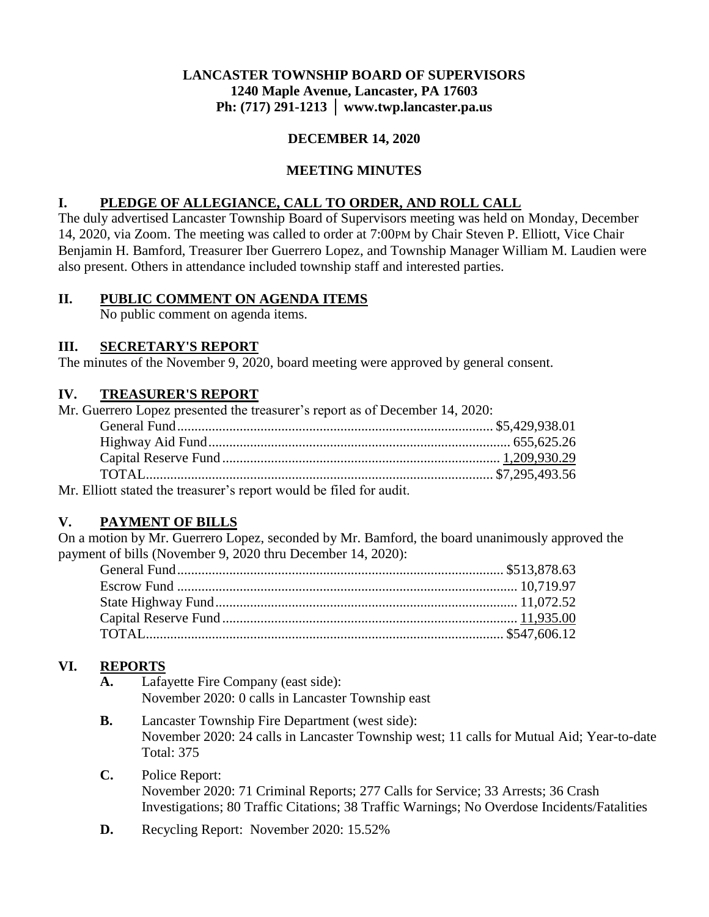**LANCASTER TOWNSHIP BOARD OF SUPERVISORS**
**1240 Maple Avenue, Lancaster, PA 17603**
**Ph: (717) 291-1213 │ www.twp.lancaster.pa.us**

**DECEMBER 14, 2020**

**MEETING MINUTES**

## I. PLEDGE OF ALLEGIANCE, CALL TO ORDER, AND ROLL CALL

The duly advertised Lancaster Township Board of Supervisors meeting was held on Monday, December 14, 2020, via Zoom. The meeting was called to order at 7:00PM by Chair Steven P. Elliott, Vice Chair Benjamin H. Bamford, Treasurer Iber Guerrero Lopez, and Township Manager William M. Laudien were also present. Others in attendance included township staff and interested parties.

## II. PUBLIC COMMENT ON AGENDA ITEMS

No public comment on agenda items.

## III. SECRETARY'S REPORT

The minutes of the November 9, 2020, board meeting were approved by general consent.

## IV. TREASURER'S REPORT

Mr. Guerrero Lopez presented the treasurer's report as of December 14, 2020:

| | |
|---|---|
| General Fund | $5,429,938.01 |
| Highway Aid Fund | 655,625.26 |
| Capital Reserve Fund | 1,209,930.29 |
| TOTAL | $7,295,493.56 |

Mr. Elliott stated the treasurer's report would be filed for audit.

## V. PAYMENT OF BILLS

On a motion by Mr. Guerrero Lopez, seconded by Mr. Bamford, the board unanimously approved the payment of bills (November 9, 2020 thru December 14, 2020):

| | |
|---|---|
| General Fund | $513,878.63 |
| Escrow Fund | 10,719.97 |
| State Highway Fund | 11,072.52 |
| Capital Reserve Fund | 11,935.00 |
| TOTAL | $547,606.12 |

## VI. REPORTS

**A.** Lafayette Fire Company (east side):
November 2020: 0 calls in Lancaster Township east

**B.** Lancaster Township Fire Department (west side):
November 2020: 24 calls in Lancaster Township west; 11 calls for Mutual Aid; Year-to-date Total: 375

**C.** Police Report:
November 2020: 71 Criminal Reports; 277 Calls for Service; 33 Arrests; 36 Crash Investigations; 80 Traffic Citations; 38 Traffic Warnings; No Overdose Incidents/Fatalities

**D.** Recycling Report: November 2020: 15.52%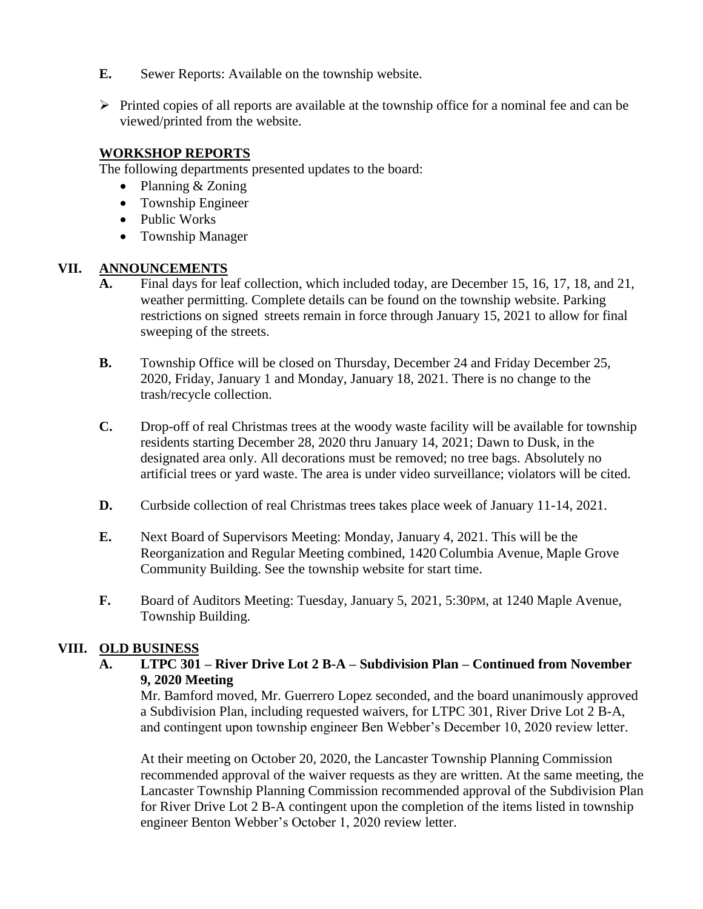**E.** Sewer Reports: Available on the township website.

- Printed copies of all reports are available at the township office for a nominal fee and can be viewed/printed from the website.

**WORKSHOP REPORTS**

The following departments presented updates to the board:

- Planning & Zoning
- Township Engineer
- Public Works
- Township Manager

## VII. ANNOUNCEMENTS

**A.** Final days for leaf collection, which included today, are December 15, 16, 17, 18, and 21, weather permitting. Complete details can be found on the township website. Parking restrictions on signed streets remain in force through January 15, 2021 to allow for final sweeping of the streets.

**B.** Township Office will be closed on Thursday, December 24 and Friday December 25, 2020, Friday, January 1 and Monday, January 18, 2021. There is no change to the trash/recycle collection.

**C.** Drop-off of real Christmas trees at the woody waste facility will be available for township residents starting December 28, 2020 thru January 14, 2021; Dawn to Dusk, in the designated area only. All decorations must be removed; no tree bags. Absolutely no artificial trees or yard waste. The area is under video surveillance; violators will be cited.

**D.** Curbside collection of real Christmas trees takes place week of January 11-14, 2021.

**E.** Next Board of Supervisors Meeting: Monday, January 4, 2021. This will be the Reorganization and Regular Meeting combined, 1420 Columbia Avenue, Maple Grove Community Building. See the township website for start time.

**F.** Board of Auditors Meeting: Tuesday, January 5, 2021, 5:30PM, at 1240 Maple Avenue, Township Building.

## VIII. OLD BUSINESS

**A. LTPC 301 – River Drive Lot 2 B-A – Subdivision Plan – Continued from November 9, 2020 Meeting**

Mr. Bamford moved, Mr. Guerrero Lopez seconded, and the board unanimously approved a Subdivision Plan, including requested waivers, for LTPC 301, River Drive Lot 2 B-A, and contingent upon township engineer Ben Webber's December 10, 2020 review letter.

At their meeting on October 20, 2020, the Lancaster Township Planning Commission recommended approval of the waiver requests as they are written. At the same meeting, the Lancaster Township Planning Commission recommended approval of the Subdivision Plan for River Drive Lot 2 B-A contingent upon the completion of the items listed in township engineer Benton Webber's October 1, 2020 review letter.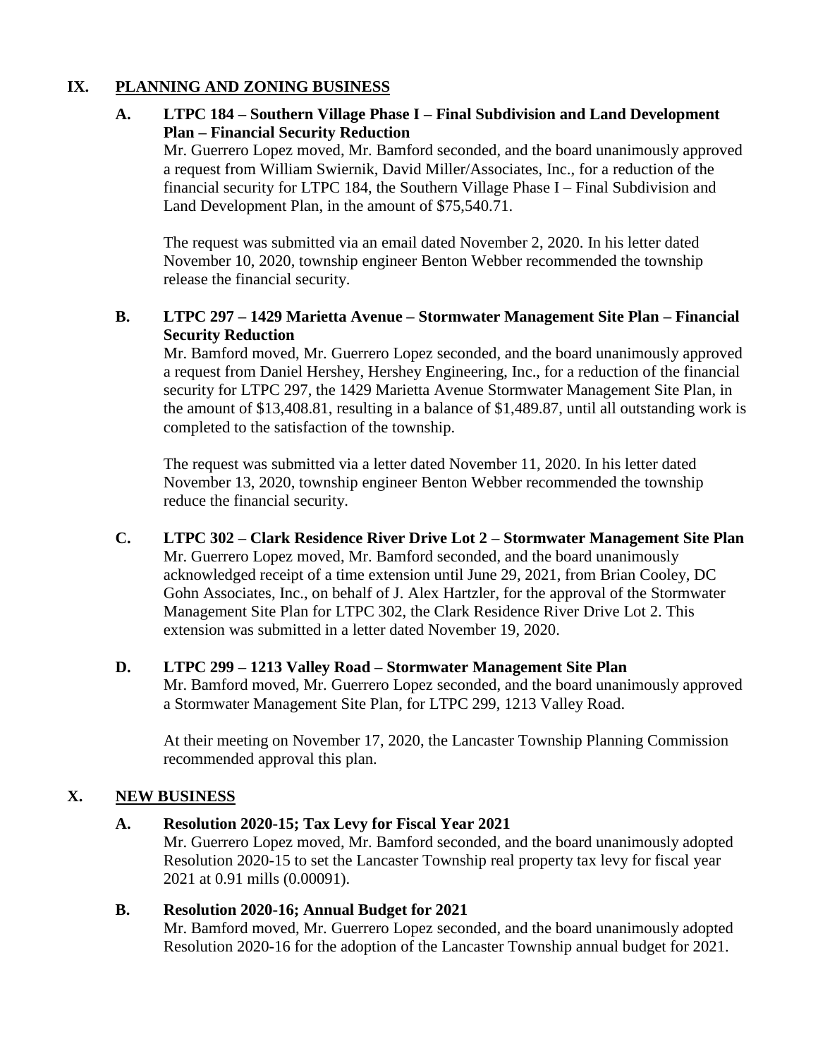## IX. PLANNING AND ZONING BUSINESS

### A. LTPC 184 – Southern Village Phase I – Final Subdivision and Land Development Plan – Financial Security Reduction

Mr. Guerrero Lopez moved, Mr. Bamford seconded, and the board unanimously approved a request from William Swiernik, David Miller/Associates, Inc., for a reduction of the financial security for LTPC 184, the Southern Village Phase I – Final Subdivision and Land Development Plan, in the amount of $75,540.71.

The request was submitted via an email dated November 2, 2020. In his letter dated November 10, 2020, township engineer Benton Webber recommended the township release the financial security.

### B. LTPC 297 – 1429 Marietta Avenue – Stormwater Management Site Plan – Financial Security Reduction

Mr. Bamford moved, Mr. Guerrero Lopez seconded, and the board unanimously approved a request from Daniel Hershey, Hershey Engineering, Inc., for a reduction of the financial security for LTPC 297, the 1429 Marietta Avenue Stormwater Management Site Plan, in the amount of $13,408.81, resulting in a balance of $1,489.87, until all outstanding work is completed to the satisfaction of the township.

The request was submitted via a letter dated November 11, 2020. In his letter dated November 13, 2020, township engineer Benton Webber recommended the township reduce the financial security.

### C. LTPC 302 – Clark Residence River Drive Lot 2 – Stormwater Management Site Plan

Mr. Guerrero Lopez moved, Mr. Bamford seconded, and the board unanimously acknowledged receipt of a time extension until June 29, 2021, from Brian Cooley, DC Gohn Associates, Inc., on behalf of J. Alex Hartzler, for the approval of the Stormwater Management Site Plan for LTPC 302, the Clark Residence River Drive Lot 2. This extension was submitted in a letter dated November 19, 2020.

### D. LTPC 299 – 1213 Valley Road – Stormwater Management Site Plan

Mr. Bamford moved, Mr. Guerrero Lopez seconded, and the board unanimously approved a Stormwater Management Site Plan, for LTPC 299, 1213 Valley Road.

At their meeting on November 17, 2020, the Lancaster Township Planning Commission recommended approval this plan.

## X. NEW BUSINESS

### A. Resolution 2020-15; Tax Levy for Fiscal Year 2021

Mr. Guerrero Lopez moved, Mr. Bamford seconded, and the board unanimously adopted Resolution 2020-15 to set the Lancaster Township real property tax levy for fiscal year 2021 at 0.91 mills (0.00091).

### B. Resolution 2020-16; Annual Budget for 2021

Mr. Bamford moved, Mr. Guerrero Lopez seconded, and the board unanimously adopted Resolution 2020-16 for the adoption of the Lancaster Township annual budget for 2021.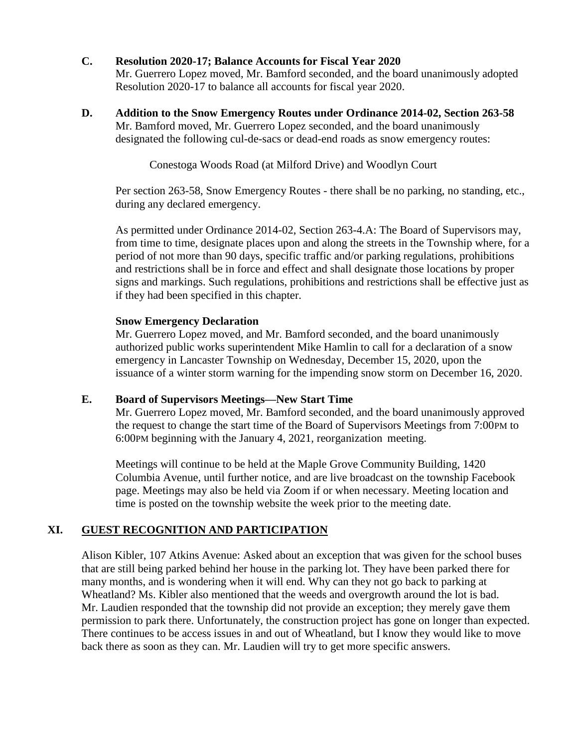**C. Resolution 2020-17; Balance Accounts for Fiscal Year 2020**

Mr. Guerrero Lopez moved, Mr. Bamford seconded, and the board unanimously adopted Resolution 2020-17 to balance all accounts for fiscal year 2020.

**D. Addition to the Snow Emergency Routes under Ordinance 2014-02, Section 263-58**

Mr. Bamford moved, Mr. Guerrero Lopez seconded, and the board unanimously designated the following cul-de-sacs or dead-end roads as snow emergency routes:

Conestoga Woods Road (at Milford Drive) and Woodlyn Court

Per section 263-58, Snow Emergency Routes - there shall be no parking, no standing, etc., during any declared emergency.

As permitted under Ordinance 2014-02, Section 263-4.A: The Board of Supervisors may, from time to time, designate places upon and along the streets in the Township where, for a period of not more than 90 days, specific traffic and/or parking regulations, prohibitions and restrictions shall be in force and effect and shall designate those locations by proper signs and markings. Such regulations, prohibitions and restrictions shall be effective just as if they had been specified in this chapter.

**Snow Emergency Declaration**

Mr. Guerrero Lopez moved, and Mr. Bamford seconded, and the board unanimously authorized public works superintendent Mike Hamlin to call for a declaration of a snow emergency in Lancaster Township on Wednesday, December 15, 2020, upon the issuance of a winter storm warning for the impending snow storm on December 16, 2020.

**E. Board of Supervisors Meetings—New Start Time**

Mr. Guerrero Lopez moved, Mr. Bamford seconded, and the board unanimously approved the request to change the start time of the Board of Supervisors Meetings from 7:00PM to 6:00PM beginning with the January 4, 2021, reorganization meeting.

Meetings will continue to be held at the Maple Grove Community Building, 1420 Columbia Avenue, until further notice, and are live broadcast on the township Facebook page. Meetings may also be held via Zoom if or when necessary. Meeting location and time is posted on the township website the week prior to the meeting date.

## XI. GUEST RECOGNITION AND PARTICIPATION

Alison Kibler, 107 Atkins Avenue: Asked about an exception that was given for the school buses that are still being parked behind her house in the parking lot. They have been parked there for many months, and is wondering when it will end. Why can they not go back to parking at Wheatland? Ms. Kibler also mentioned that the weeds and overgrowth around the lot is bad. Mr. Laudien responded that the township did not provide an exception; they merely gave them permission to park there. Unfortunately, the construction project has gone on longer than expected. There continues to be access issues in and out of Wheatland, but I know they would like to move back there as soon as they can. Mr. Laudien will try to get more specific answers.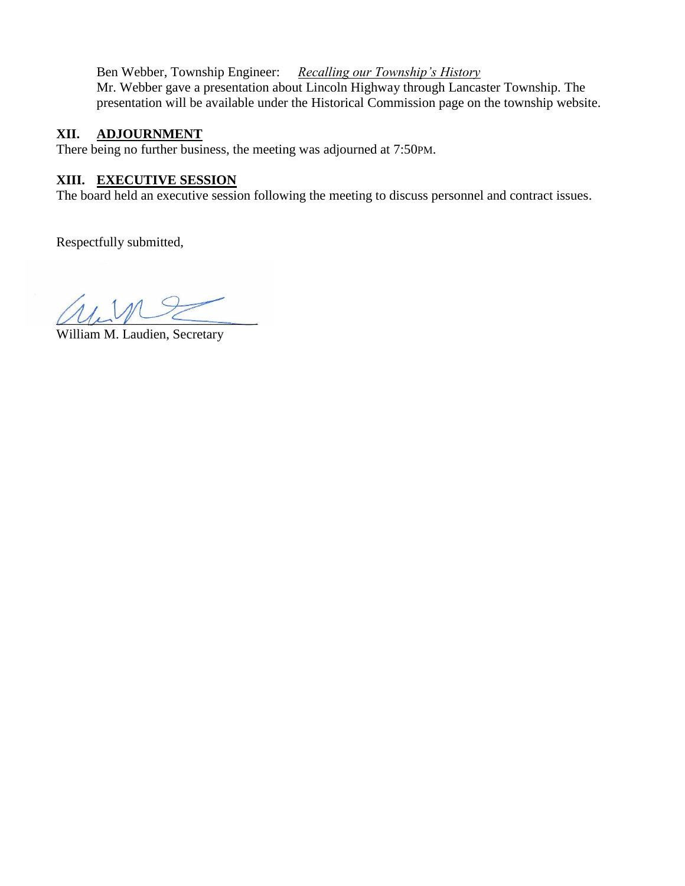Ben Webber, Township Engineer: *Recalling our Township's History*
Mr. Webber gave a presentation about Lincoln Highway through Lancaster Township. The presentation will be available under the Historical Commission page on the township website.

## XII. ADJOURNMENT

There being no further business, the meeting was adjourned at 7:50PM.

## XIII. EXECUTIVE SESSION

The board held an executive session following the meeting to discuss personnel and contract issues.

Respectfully submitted,

William M. Laudien, Secretary